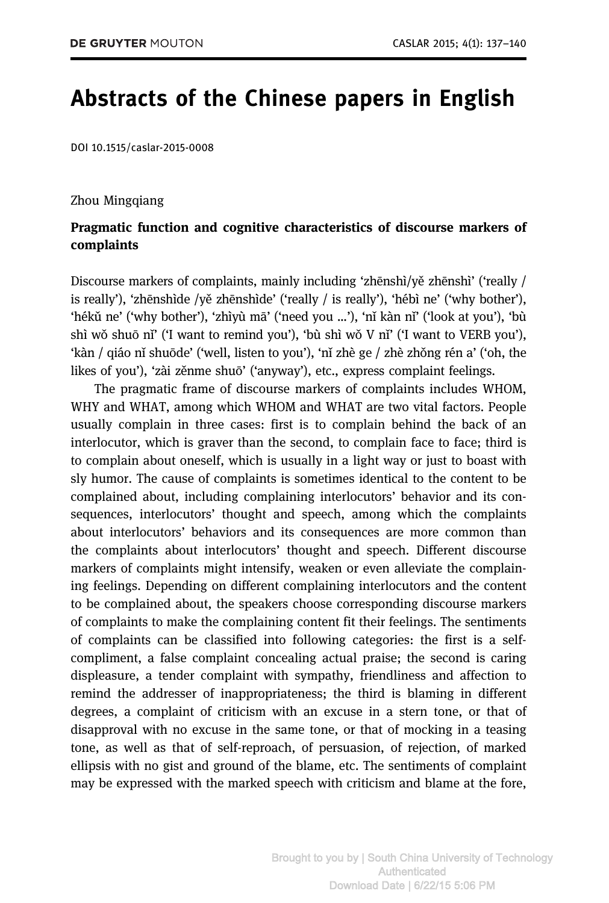# Abstracts of the Chinese papers in English

DOI 10.1515/caslar-2015-0008

Zhou Mingqiang

**Pragmatic function and cognitive characteristics of discourse markers of complaints**

Discourse markers of complaints, mainly including 'zhēnshì/yě zhēnshì' ('really / is really'), 'zhēnshìde /yě zhēnshìde' ('really / is really'), 'hébì ne' ('why bother'), 'hékǔ ne' ('why bother'), 'zhìyù mā' ('need you …'), 'nǐ kàn nǐ' ('look at you'), 'bù shì wǒ shuō nǐ' ('I want to remind you'), 'bù shì wǒ V nǐ' ('I want to VERB you'), 'kàn / qiáo nǐ shuōde' ('well, listen to you'), 'nǐ zhè ge / zhè zhǒng rén a' ('oh, the likes of you'), 'zài zěnme shuō' ('anyway'), etc., express complaint feelings.

The pragmatic frame of discourse markers of complaints includes WHOM, WHY and WHAT, among which WHOM and WHAT are two vital factors. People usually complain in three cases: first is to complain behind the back of an interlocutor, which is graver than the second, to complain face to face; third is to complain about oneself, which is usually in a light way or just to boast with sly humor. The cause of complaints is sometimes identical to the content to be complained about, including complaining interlocutors' behavior and its consequences, interlocutors' thought and speech, among which the complaints about interlocutors' behaviors and its consequences are more common than the complaints about interlocutors' thought and speech. Different discourse markers of complaints might intensify, weaken or even alleviate the complaining feelings. Depending on different complaining interlocutors and the content to be complained about, the speakers choose corresponding discourse markers of complaints to make the complaining content fit their feelings. The sentiments of complaints can be classified into following categories: the first is a self-compliment, a false complaint concealing actual praise; the second is caring displeasure, a tender complaint with sympathy, friendliness and affection to remind the addresser of inappropriateness; the third is blaming in different degrees, a complaint of criticism with an excuse in a stern tone, or that of disapproval with no excuse in the same tone, or that of mocking in a teasing tone, as well as that of self-reproach, of persuasion, of rejection, of marked ellipsis with no gist and ground of the blame, etc. The sentiments of complaint may be expressed with the marked speech with criticism and blame at the fore,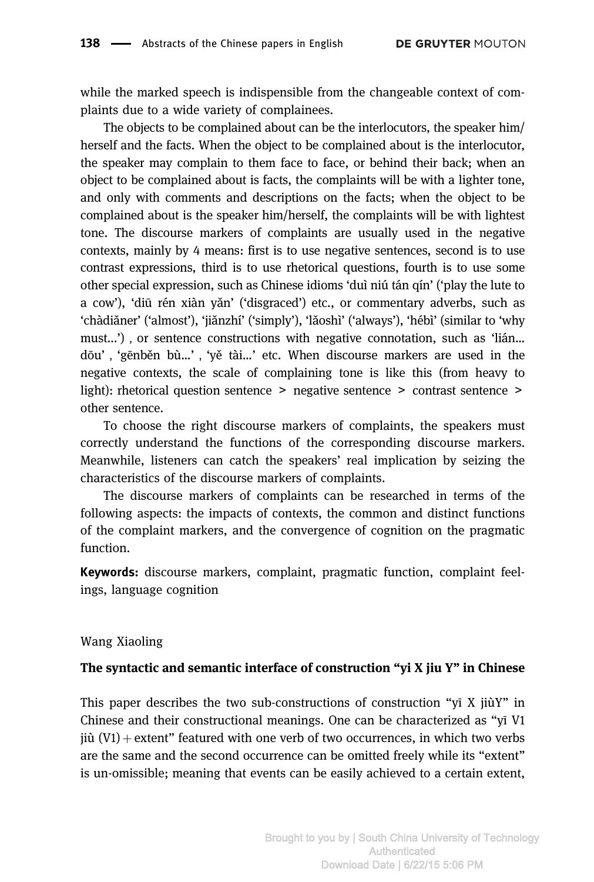while the marked speech is indispensible from the changeable context of complaints due to a wide variety of complainees.

The objects to be complained about can be the interlocutors, the speaker him/herself and the facts. When the object to be complained about is the interlocutor, the speaker may complain to them face to face, or behind their back; when an object to be complained about is facts, the complaints will be with a lighter tone, and only with comments and descriptions on the facts; when the object to be complained about is the speaker him/herself, the complaints will be with lightest tone. The discourse markers of complaints are usually used in the negative contexts, mainly by 4 means: first is to use negative sentences, second is to use contrast expressions, third is to use rhetorical questions, fourth is to use some other special expression, such as Chinese idioms 'duì niú tán qín' ('play the lute to a cow'), 'diū rén xiàn yǎn' ('disgraced') etc., or commentary adverbs, such as 'chàdiǎner' ('almost'), 'jiǎnzhí' ('simply'), 'lǎoshì' ('always'), 'hébì' (similar to 'why must...') , or sentence constructions with negative connotation, such as 'lián... dōu' , 'gēnběn bù...' , 'yě tài...' etc. When discourse markers are used in the negative contexts, the scale of complaining tone is like this (from heavy to light): rhetorical question sentence > negative sentence > contrast sentence > other sentence.

To choose the right discourse markers of complaints, the speakers must correctly understand the functions of the corresponding discourse markers. Meanwhile, listeners can catch the speakers' real implication by seizing the characteristics of the discourse markers of complaints.

The discourse markers of complaints can be researched in terms of the following aspects: the impacts of contexts, the common and distinct functions of the complaint markers, and the convergence of cognition on the pragmatic function.

**Keywords:** discourse markers, complaint, pragmatic function, complaint feelings, language cognition

Wang Xiaoling

**The syntactic and semantic interface of construction "yi X jiu Y" in Chinese**

This paper describes the two sub-constructions of construction "yī X jiùY" in Chinese and their constructional meanings. One can be characterized as "yī V1 jiù (V1) + extent" featured with one verb of two occurrences, in which two verbs are the same and the second occurrence can be omitted freely while its "extent" is un-omissible; meaning that events can be easily achieved to a certain extent,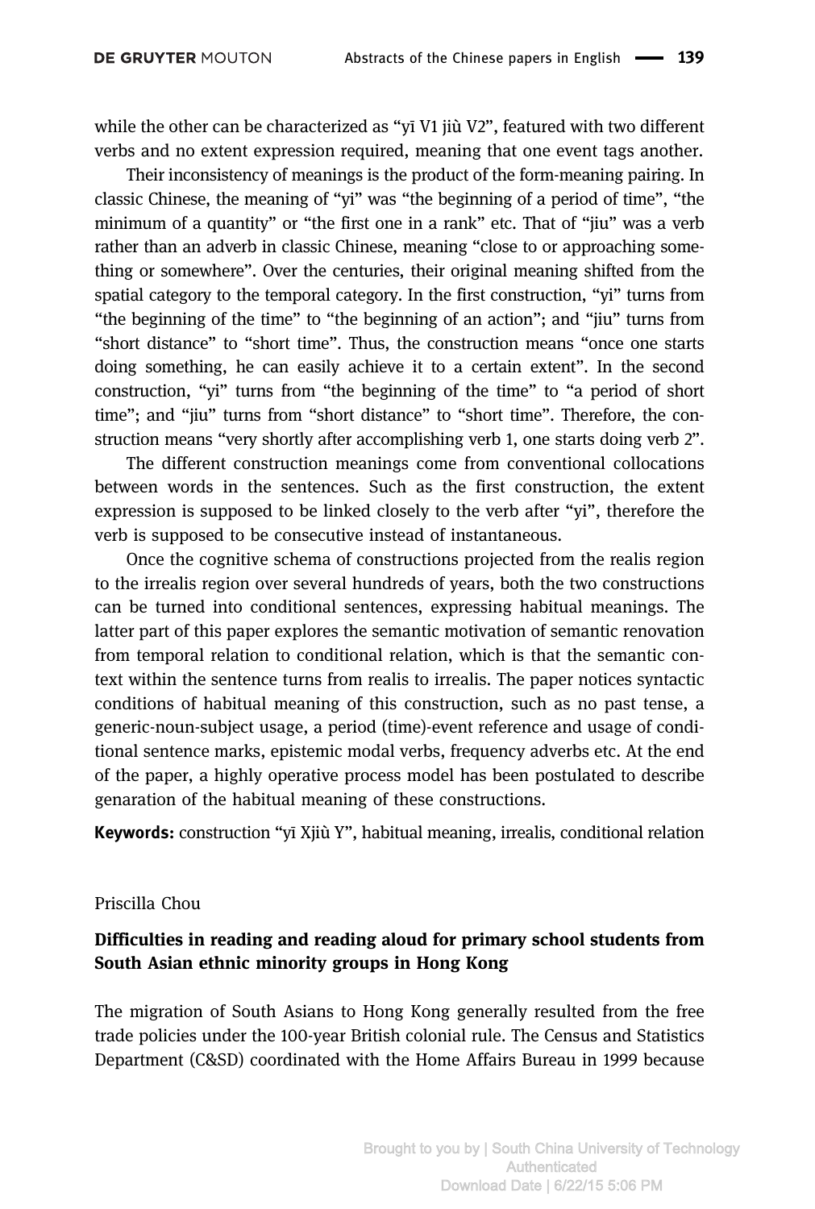while the other can be characterized as "yī V1 jiù V2", featured with two different verbs and no extent expression required, meaning that one event tags another.

Their inconsistency of meanings is the product of the form-meaning pairing. In classic Chinese, the meaning of "yi" was "the beginning of a period of time", "the minimum of a quantity" or "the first one in a rank" etc. That of "jiu" was a verb rather than an adverb in classic Chinese, meaning "close to or approaching something or somewhere". Over the centuries, their original meaning shifted from the spatial category to the temporal category. In the first construction, "yi" turns from "the beginning of the time" to "the beginning of an action"; and "jiu" turns from "short distance" to "short time". Thus, the construction means "once one starts doing something, he can easily achieve it to a certain extent". In the second construction, "yi" turns from "the beginning of the time" to "a period of short time"; and "jiu" turns from "short distance" to "short time". Therefore, the construction means "very shortly after accomplishing verb 1, one starts doing verb 2".

The different construction meanings come from conventional collocations between words in the sentences. Such as the first construction, the extent expression is supposed to be linked closely to the verb after "yi", therefore the verb is supposed to be consecutive instead of instantaneous.

Once the cognitive schema of constructions projected from the realis region to the irrealis region over several hundreds of years, both the two constructions can be turned into conditional sentences, expressing habitual meanings. The latter part of this paper explores the semantic motivation of semantic renovation from temporal relation to conditional relation, which is that the semantic context within the sentence turns from realis to irrealis. The paper notices syntactic conditions of habitual meaning of this construction, such as no past tense, a generic-noun-subject usage, a period (time)-event reference and usage of conditional sentence marks, epistemic modal verbs, frequency adverbs etc. At the end of the paper, a highly operative process model has been postulated to describe genaration of the habitual meaning of these constructions.

**Keywords:** construction "yī Xjiù Y", habitual meaning, irrealis, conditional relation

Priscilla Chou

### Difficulties in reading and reading aloud for primary school students from South Asian ethnic minority groups in Hong Kong

The migration of South Asians to Hong Kong generally resulted from the free trade policies under the 100-year British colonial rule. The Census and Statistics Department (C&SD) coordinated with the Home Affairs Bureau in 1999 because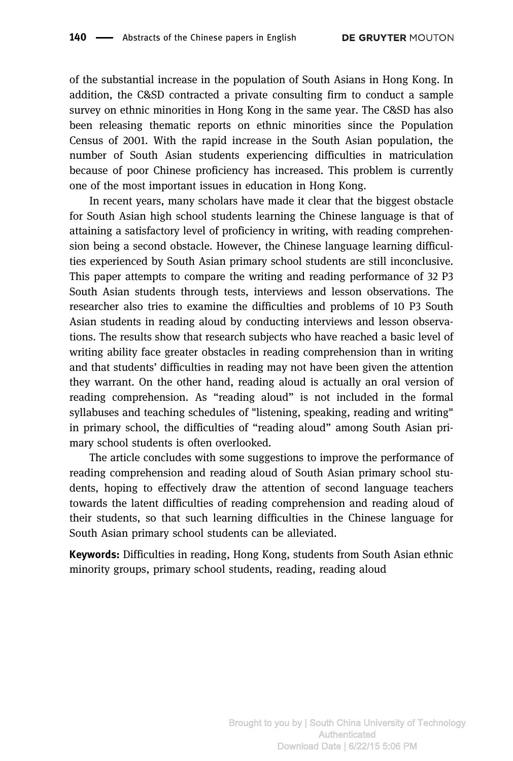of the substantial increase in the population of South Asians in Hong Kong. In addition, the C&SD contracted a private consulting firm to conduct a sample survey on ethnic minorities in Hong Kong in the same year. The C&SD has also been releasing thematic reports on ethnic minorities since the Population Census of 2001. With the rapid increase in the South Asian population, the number of South Asian students experiencing difficulties in matriculation because of poor Chinese proficiency has increased. This problem is currently one of the most important issues in education in Hong Kong.

In recent years, many scholars have made it clear that the biggest obstacle for South Asian high school students learning the Chinese language is that of attaining a satisfactory level of proficiency in writing, with reading comprehension being a second obstacle. However, the Chinese language learning difficulties experienced by South Asian primary school students are still inconclusive. This paper attempts to compare the writing and reading performance of 32 P3 South Asian students through tests, interviews and lesson observations. The researcher also tries to examine the difficulties and problems of 10 P3 South Asian students in reading aloud by conducting interviews and lesson observations. The results show that research subjects who have reached a basic level of writing ability face greater obstacles in reading comprehension than in writing and that students' difficulties in reading may not have been given the attention they warrant. On the other hand, reading aloud is actually an oral version of reading comprehension. As "reading aloud" is not included in the formal syllabuses and teaching schedules of "listening, speaking, reading and writing" in primary school, the difficulties of "reading aloud" among South Asian primary school students is often overlooked.

The article concludes with some suggestions to improve the performance of reading comprehension and reading aloud of South Asian primary school students, hoping to effectively draw the attention of second language teachers towards the latent difficulties of reading comprehension and reading aloud of their students, so that such learning difficulties in the Chinese language for South Asian primary school students can be alleviated.

**Keywords:** Difficulties in reading, Hong Kong, students from South Asian ethnic minority groups, primary school students, reading, reading aloud